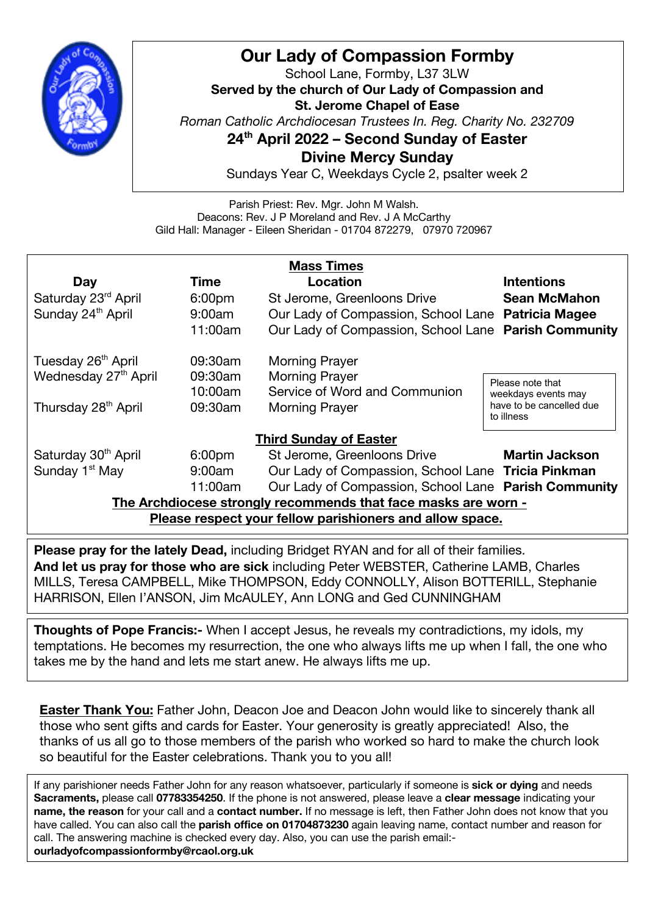# Our Lady of Compassion Formby

School Lane, Formby, L37 3LW

**Served by the church of Our Lady of Compassion and**
**St. Jerome Chapel of Ease**

*Roman Catholic Archdiocesan Trustees In. Reg. Charity No. 232709*

## 24th April 2022 – Second Sunday of Easter
## Divine Mercy Sunday

Sundays Year C, Weekdays Cycle 2, psalter week 2

Parish Priest: Rev. Mgr. John M Walsh.
Deacons: Rev. J P Moreland and Rev. J A McCarthy
Gild Hall: Manager - Eileen Sheridan - 01704 872279, 07970 720967

### Mass Times

| Day | Time | Location | Intentions |
|---|---|---|---|
| Saturday 23rd April | 6:00pm | St Jerome, Greenloons Drive | **Sean McMahon** |
| Sunday 24th April | 9:00am | Our Lady of Compassion, School Lane | **Patricia Magee** |
| | 11:00am | Our Lady of Compassion, School Lane | **Parish Community** |
| Tuesday 26th April | 09:30am | Morning Prayer | |
| Wednesday 27th April | 09:30am | Morning Prayer | Please note that weekdays events may have to be cancelled due to illness |
| | 10:00am | Service of Word and Communion | |
| Thursday 28th April | 09:30am | Morning Prayer | |
| | | **Third Sunday of Easter** | |
| Saturday 30th April | 6:00pm | St Jerome, Greenloons Drive | **Martin Jackson** |
| Sunday 1st May | 9:00am | Our Lady of Compassion, School Lane | **Tricia Pinkman** |
| | 11:00am | Our Lady of Compassion, School Lane | **Parish Community** |

**The Archdiocese strongly recommends that face masks are worn -**
**Please respect your fellow parishioners and allow space.**

**Please pray for the lately Dead,** including Bridget RYAN and for all of their families.
**And let us pray for those who are sick** including Peter WEBSTER, Catherine LAMB, Charles MILLS, Teresa CAMPBELL, Mike THOMPSON, Eddy CONNOLLY, Alison BOTTERILL, Stephanie HARRISON, Ellen I'ANSON, Jim McAULEY, Ann LONG and Ged CUNNINGHAM

**Thoughts of Pope Francis:-** When I accept Jesus, he reveals my contradictions, my idols, my temptations. He becomes my resurrection, the one who always lifts me up when I fall, the one who takes me by the hand and lets me start anew. He always lifts me up.

**Easter Thank You:** Father John, Deacon Joe and Deacon John would like to sincerely thank all those who sent gifts and cards for Easter. Your generosity is greatly appreciated! Also, the thanks of us all go to those members of the parish who worked so hard to make the church look so beautiful for the Easter celebrations. Thank you to you all!

If any parishioner needs Father John for any reason whatsoever, particularly if someone is **sick or dying** and needs **Sacraments,** please call **07783354250**. If the phone is not answered, please leave a **clear message** indicating your **name, the reason** for your call and a **contact number.** If no message is left, then Father John does not know that you have called. You can also call the **parish office on 01704873230** again leaving name, contact number and reason for call. The answering machine is checked every day. Also, you can use the parish email:- **ourladyofcompassionformby@rcaol.org.uk**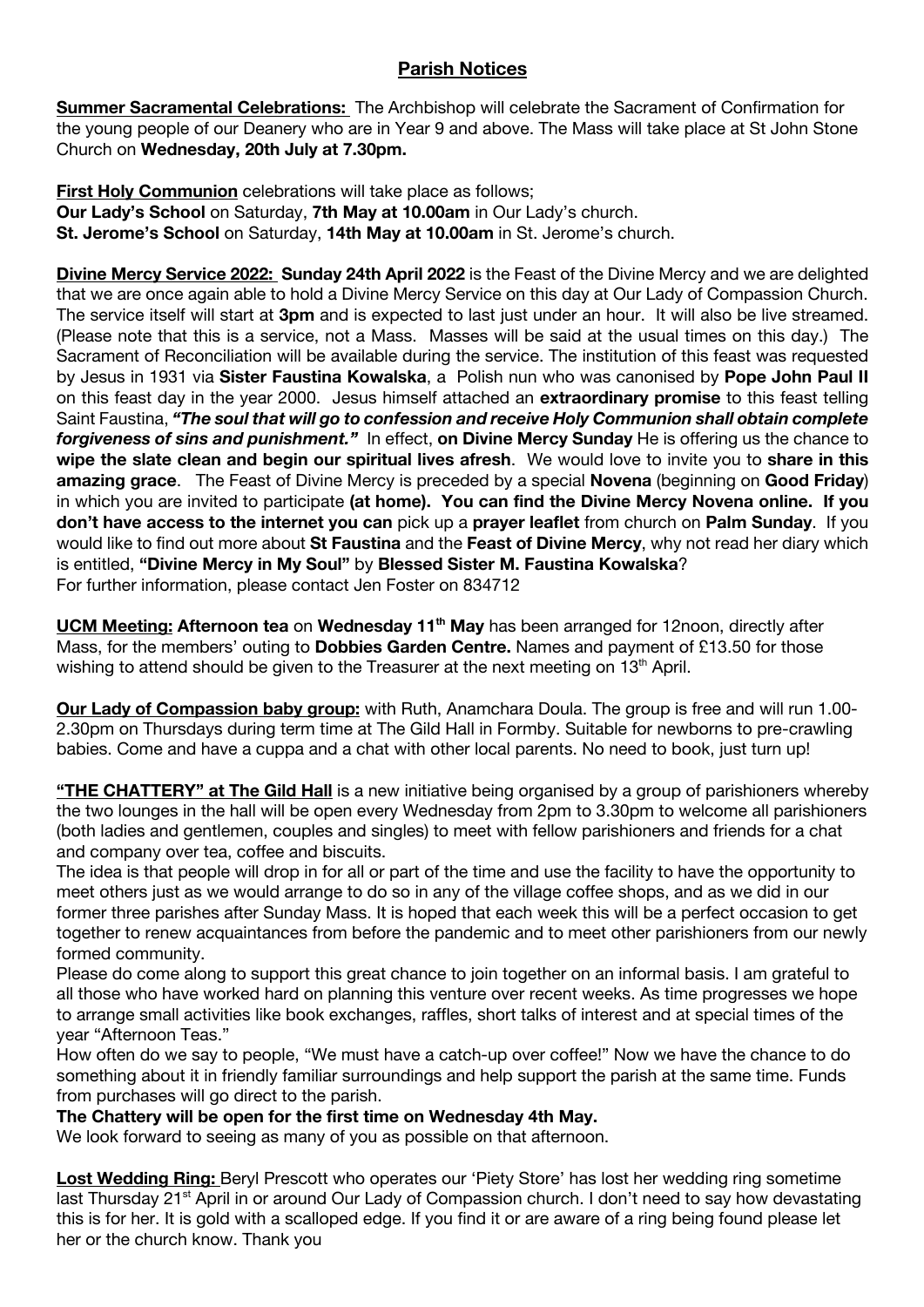## Parish Notices

**Summer Sacramental Celebrations:** The Archbishop will celebrate the Sacrament of Confirmation for the young people of our Deanery who are in Year 9 and above. The Mass will take place at St John Stone Church on **Wednesday, 20th July at 7.30pm.**

**First Holy Communion** celebrations will take place as follows;
**Our Lady's School** on Saturday, **7th May at 10.00am** in Our Lady's church.
**St. Jerome's School** on Saturday, **14th May at 10.00am** in St. Jerome's church.

**Divine Mercy Service 2022: Sunday 24th April 2022** is the Feast of the Divine Mercy and we are delighted that we are once again able to hold a Divine Mercy Service on this day at Our Lady of Compassion Church. The service itself will start at **3pm** and is expected to last just under an hour. It will also be live streamed. (Please note that this is a service, not a Mass. Masses will be said at the usual times on this day.) The Sacrament of Reconciliation will be available during the service. The institution of this feast was requested by Jesus in 1931 via **Sister Faustina Kowalska**, a Polish nun who was canonised by **Pope John Paul II** on this feast day in the year 2000. Jesus himself attached an **extraordinary promise** to this feast telling Saint Faustina, ***"The soul that will go to confession and receive Holy Communion shall obtain complete forgiveness of sins and punishment."*** In effect, **on Divine Mercy Sunday** He is offering us the chance to **wipe the slate clean and begin our spiritual lives afresh**. We would love to invite you to **share in this amazing grace**. The Feast of Divine Mercy is preceded by a special **Novena** (beginning on **Good Friday**) in which you are invited to participate **(at home). You can find the Divine Mercy Novena online. If you don't have access to the internet you can** pick up a **prayer leaflet** from church on **Palm Sunday**. If you would like to find out more about **St Faustina** and the **Feast of Divine Mercy**, why not read her diary which is entitled, **"Divine Mercy in My Soul"** by **Blessed Sister M. Faustina Kowalska**?
For further information, please contact Jen Foster on 834712

**UCM Meeting: Afternoon tea** on **Wednesday 11th May** has been arranged for 12noon, directly after Mass, for the members' outing to **Dobbies Garden Centre.** Names and payment of £13.50 for those wishing to attend should be given to the Treasurer at the next meeting on 13th April.

**Our Lady of Compassion baby group:** with Ruth, Anamchara Doula. The group is free and will run 1.00-2.30pm on Thursdays during term time at The Gild Hall in Formby. Suitable for newborns to pre-crawling babies. Come and have a cuppa and a chat with other local parents. No need to book, just turn up!

**"THE CHATTERY" at The Gild Hall** is a new initiative being organised by a group of parishioners whereby the two lounges in the hall will be open every Wednesday from 2pm to 3.30pm to welcome all parishioners (both ladies and gentlemen, couples and singles) to meet with fellow parishioners and friends for a chat and company over tea, coffee and biscuits.

The idea is that people will drop in for all or part of the time and use the facility to have the opportunity to meet others just as we would arrange to do so in any of the village coffee shops, and as we did in our former three parishes after Sunday Mass. It is hoped that each week this will be a perfect occasion to get together to renew acquaintances from before the pandemic and to meet other parishioners from our newly formed community.

Please do come along to support this great chance to join together on an informal basis. I am grateful to all those who have worked hard on planning this venture over recent weeks. As time progresses we hope to arrange small activities like book exchanges, raffles, short talks of interest and at special times of the year "Afternoon Teas."

How often do we say to people, "We must have a catch-up over coffee!" Now we have the chance to do something about it in friendly familiar surroundings and help support the parish at the same time. Funds from purchases will go direct to the parish.

**The Chattery will be open for the first time on Wednesday 4th May.**

We look forward to seeing as many of you as possible on that afternoon.

**Lost Wedding Ring:** Beryl Prescott who operates our 'Piety Store' has lost her wedding ring sometime last Thursday 21st April in or around Our Lady of Compassion church. I don't need to say how devastating this is for her. It is gold with a scalloped edge. If you find it or are aware of a ring being found please let her or the church know. Thank you